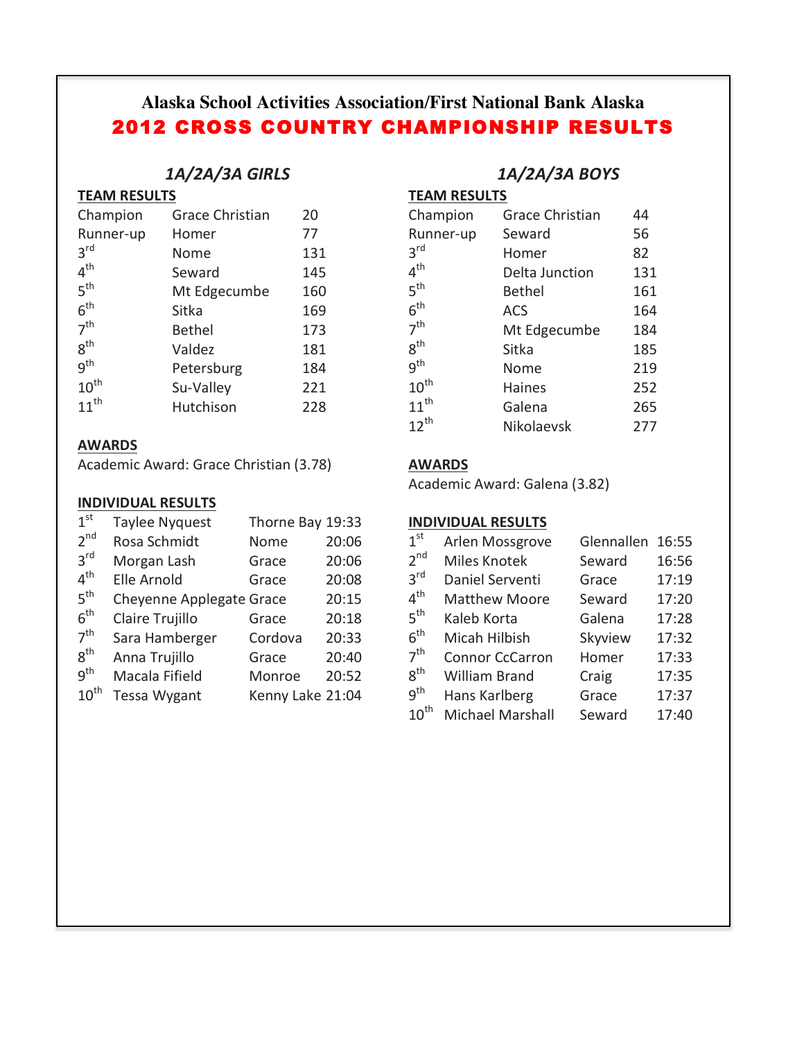# Alaska School Activities Association/First National Bank Alaska

# 2012 CROSS COUNTRY CHAMPIONSHIP RESULTS

## *1A/2A/3A GIRLS*

### TEAM RESULTS

| Place | Team | Score |
|---|---|---|
| Champion | Grace Christian | 20 |
| Runner-up | Homer | 77 |
| 3rd | Nome | 131 |
| 4th | Seward | 145 |
| 5th | Mt Edgecumbe | 160 |
| 6th | Sitka | 169 |
| 7th | Bethel | 173 |
| 8th | Valdez | 181 |
| 9th | Petersburg | 184 |
| 10th | Su-Valley | 221 |
| 11th | Hutchison | 228 |

### AWARDS

Academic Award: Grace Christian (3.78)

### INDIVIDUAL RESULTS

| Place | Name | School | Time |
|---|---|---|---|
| 1st | Taylee Nyquest | Thorne Bay | 19:33 |
| 2nd | Rosa Schmidt | Nome | 20:06 |
| 3rd | Morgan Lash | Grace | 20:06 |
| 4th | Elle Arnold | Grace | 20:08 |
| 5th | Cheyenne Applegate | Grace | 20:15 |
| 6th | Claire Trujillo | Grace | 20:18 |
| 7th | Sara Hamberger | Cordova | 20:33 |
| 8th | Anna Trujillo | Grace | 20:40 |
| 9th | Macala Fifield | Monroe | 20:52 |
| 10th | Tessa Wygant | Kenny Lake | 21:04 |

## *1A/2A/3A BOYS*

### TEAM RESULTS

| Place | Team | Score |
|---|---|---|
| Champion | Grace Christian | 44 |
| Runner-up | Seward | 56 |
| 3rd | Homer | 82 |
| 4th | Delta Junction | 131 |
| 5th | Bethel | 161 |
| 6th | ACS | 164 |
| 7th | Mt Edgecumbe | 184 |
| 8th | Sitka | 185 |
| 9th | Nome | 219 |
| 10th | Haines | 252 |
| 11th | Galena | 265 |
| 12th | Nikolaevsk | 277 |

### AWARDS

Academic Award: Galena (3.82)

### INDIVIDUAL RESULTS

| Place | Name | School | Time |
|---|---|---|---|
| 1st | Arlen Mossgrove | Glennallen | 16:55 |
| 2nd | Miles Knotek | Seward | 16:56 |
| 3rd | Daniel Serventi | Grace | 17:19 |
| 4th | Matthew Moore | Seward | 17:20 |
| 5th | Kaleb Korta | Galena | 17:28 |
| 6th | Micah Hilbish | Skyview | 17:32 |
| 7th | Connor CcCarron | Homer | 17:33 |
| 8th | William Brand | Craig | 17:35 |
| 9th | Hans Karlberg | Grace | 17:37 |
| 10th | Michael Marshall | Seward | 17:40 |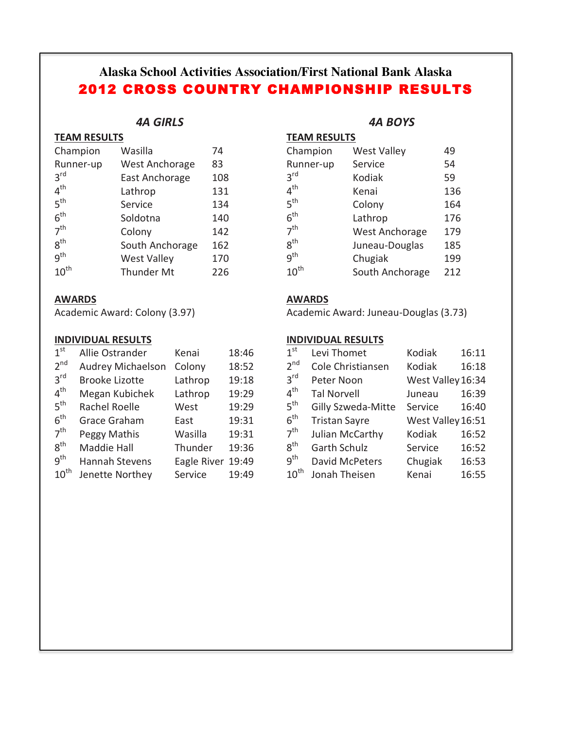# Alaska School Activities Association/First National Bank Alaska

## 2012 CROSS COUNTRY CHAMPIONSHIP RESULTS

### *4A GIRLS*

**TEAM RESULTS**

| | | |
|---|---|---|
| Champion | Wasilla | 74 |
| Runner-up | West Anchorage | 83 |
| 3rd | East Anchorage | 108 |
| 4th | Lathrop | 131 |
| 5th | Service | 134 |
| 6th | Soldotna | 140 |
| 7th | Colony | 142 |
| 8th | South Anchorage | 162 |
| 9th | West Valley | 170 |
| 10th | Thunder Mt | 226 |

**AWARDS**

Academic Award: Colony (3.97)

**INDIVIDUAL RESULTS**

| | | | |
|---|---|---|---|
| 1st | Allie Ostrander | Kenai | 18:46 |
| 2nd | Audrey Michaelson | Colony | 18:52 |
| 3rd | Brooke Lizotte | Lathrop | 19:18 |
| 4th | Megan Kubichek | Lathrop | 19:29 |
| 5th | Rachel Roelle | West | 19:29 |
| 6th | Grace Graham | East | 19:31 |
| 7th | Peggy Mathis | Wasilla | 19:31 |
| 8th | Maddie Hall | Thunder | 19:36 |
| 9th | Hannah Stevens | Eagle River | 19:49 |
| 10th | Jenette Northey | Service | 19:49 |

### *4A BOYS*

**TEAM RESULTS**

| | | |
|---|---|---|
| Champion | West Valley | 49 |
| Runner-up | Service | 54 |
| 3rd | Kodiak | 59 |
| 4th | Kenai | 136 |
| 5th | Colony | 164 |
| 6th | Lathrop | 176 |
| 7th | West Anchorage | 179 |
| 8th | Juneau-Douglas | 185 |
| 9th | Chugiak | 199 |
| 10th | South Anchorage | 212 |

**AWARDS**

Academic Award: Juneau-Douglas (3.73)

**INDIVIDUAL RESULTS**

| | | | |
|---|---|---|---|
| 1st | Levi Thomet | Kodiak | 16:11 |
| 2nd | Cole Christiansen | Kodiak | 16:18 |
| 3rd | Peter Noon | West Valley | 16:34 |
| 4th | Tal Norvell | Juneau | 16:39 |
| 5th | Gilly Szweda-Mitte | Service | 16:40 |
| 6th | Tristan Sayre | West Valley | 16:51 |
| 7th | Julian McCarthy | Kodiak | 16:52 |
| 8th | Garth Schulz | Service | 16:52 |
| 9th | David McPeters | Chugiak | 16:53 |
| 10th | Jonah Theisen | Kenai | 16:55 |